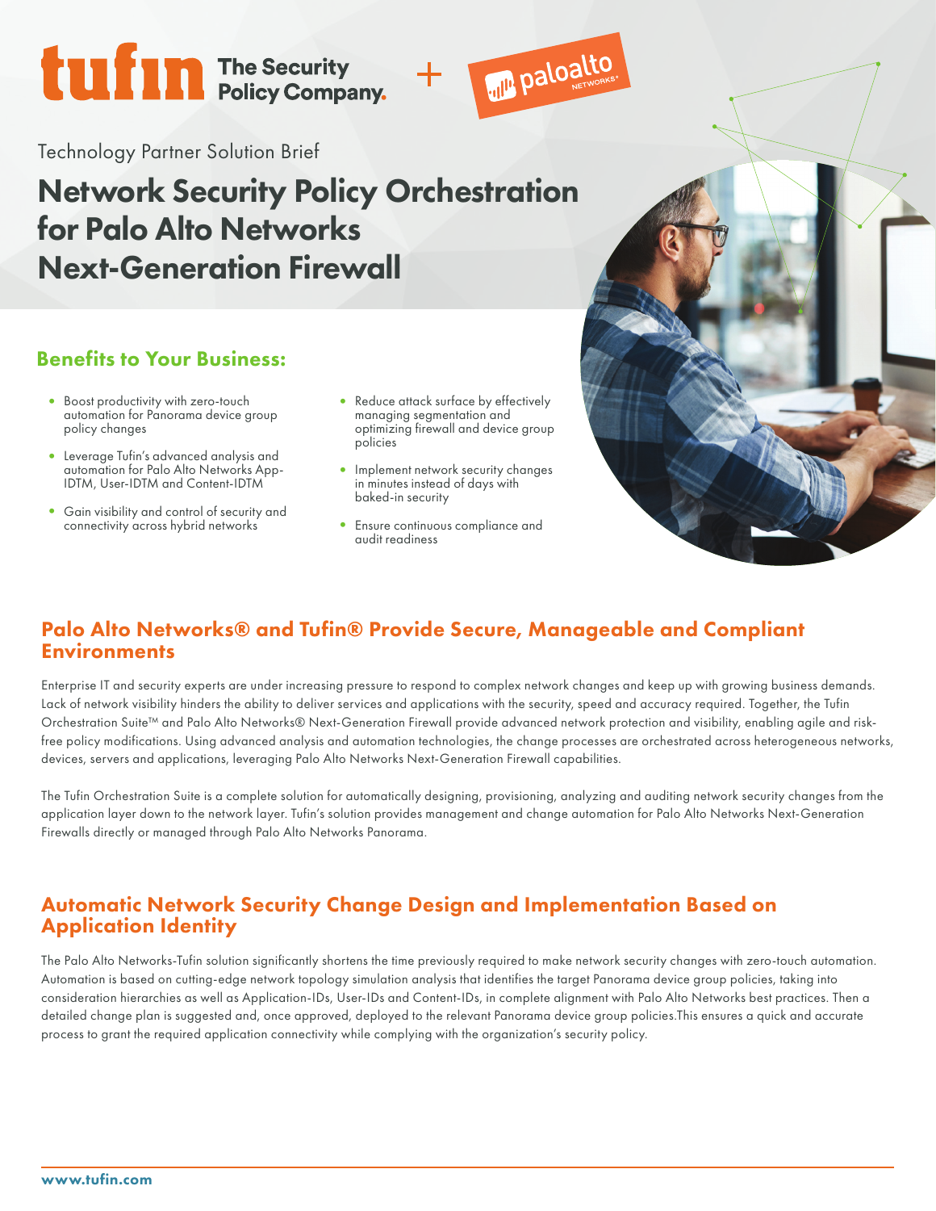tufin The Security Policy Company. + paloalto NETWORKS

Technology Partner Solution Brief

# Network Security Policy Orchestration for Palo Alto Networks Next-Generation Firewall

## Benefits to Your Business:

- Boost productivity with zero-touch automation for Panorama device group policy changes
- Leverage Tufin's advanced analysis and automation for Palo Alto Networks App-IDTM, User-IDTM and Content-IDTM
- Gain visibility and control of security and connectivity across hybrid networks
- Reduce attack surface by effectively managing segmentation and optimizing firewall and device group policies
- Implement network security changes in minutes instead of days with baked-in security
- Ensure continuous compliance and audit readiness

## Palo Alto Networks® and Tufin® Provide Secure, Manageable and Compliant Environments

Enterprise IT and security experts are under increasing pressure to respond to complex network changes and keep up with growing business demands. Lack of network visibility hinders the ability to deliver services and applications with the security, speed and accuracy required. Together, the Tufin Orchestration Suite™ and Palo Alto Networks® Next-Generation Firewall provide advanced network protection and visibility, enabling agile and risk-free policy modifications. Using advanced analysis and automation technologies, the change processes are orchestrated across heterogeneous networks, devices, servers and applications, leveraging Palo Alto Networks Next-Generation Firewall capabilities.

The Tufin Orchestration Suite is a complete solution for automatically designing, provisioning, analyzing and auditing network security changes from the application layer down to the network layer. Tufin's solution provides management and change automation for Palo Alto Networks Next-Generation Firewalls directly or managed through Palo Alto Networks Panorama.

## Automatic Network Security Change Design and Implementation Based on Application Identity

The Palo Alto Networks-Tufin solution significantly shortens the time previously required to make network security changes with zero-touch automation. Automation is based on cutting-edge network topology simulation analysis that identifies the target Panorama device group policies, taking into consideration hierarchies as well as Application-IDs, User-IDs and Content-IDs, in complete alignment with Palo Alto Networks best practices. Then a detailed change plan is suggested and, once approved, deployed to the relevant Panorama device group policies.This ensures a quick and accurate process to grant the required application connectivity while complying with the organization's security policy.

www.tufin.com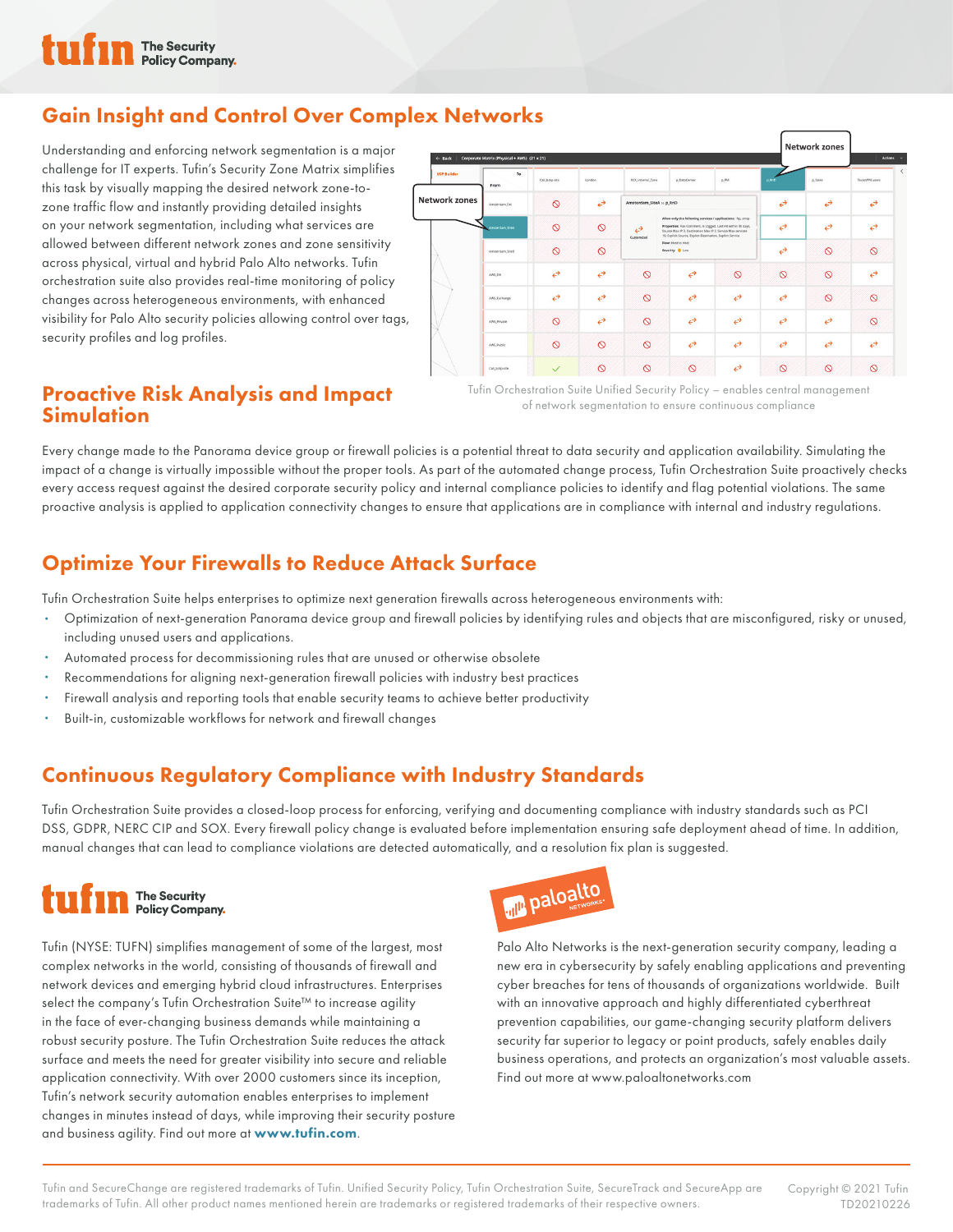## Gain Insight and Control Over Complex Networks

Understanding and enforcing network segmentation is a major challenge for IT experts. Tufin's Security Zone Matrix simplifies this task by visually mapping the desired network zone-to-zone traffic flow and instantly providing detailed insights on your network segmentation, including what services are allowed between different network zones and zone sensitivity across physical, virtual and hybrid Palo Alto networks. Tufin orchestration suite also provides real-time monitoring of policy changes across heterogeneous environments, with enhanced visibility for Palo Alto security policies allowing control over tags, security profiles and log profiles.

Network zones

Network zones

Tufin Orchestration Suite Unified Security Policy – enables central management of network segmentation to ensure continuous compliance

## Proactive Risk Analysis and Impact Simulation

Every change made to the Panorama device group or firewall policies is a potential threat to data security and application availability. Simulating the impact of a change is virtually impossible without the proper tools. As part of the automated change process, Tufin Orchestration Suite proactively checks every access request against the desired corporate security policy and internal compliance policies to identify and flag potential violations. The same proactive analysis is applied to application connectivity changes to ensure that applications are in compliance with internal and industry regulations.

## Optimize Your Firewalls to Reduce Attack Surface

Tufin Orchestration Suite helps enterprises to optimize next generation firewalls across heterogeneous environments with:

- Optimization of next-generation Panorama device group and firewall policies by identifying rules and objects that are misconfigured, risky or unused, including unused users and applications.
- Automated process for decommissioning rules that are unused or otherwise obsolete
- Recommendations for aligning next-generation firewall policies with industry best practices
- Firewall analysis and reporting tools that enable security teams to achieve better productivity
- Built-in, customizable workflows for network and firewall changes

## Continuous Regulatory Compliance with Industry Standards

Tufin Orchestration Suite provides a closed-loop process for enforcing, verifying and documenting compliance with industry standards such as PCI DSS, GDPR, NERC CIP and SOX. Every firewall policy change is evaluated before implementation ensuring safe deployment ahead of time. In addition, manual changes that can lead to compliance violations are detected automatically, and a resolution fix plan is suggested.

tufin The Security Policy Company.

Tufin (NYSE: TUFN) simplifies management of some of the largest, most complex networks in the world, consisting of thousands of firewall and network devices and emerging hybrid cloud infrastructures. Enterprises select the company's Tufin Orchestration Suite™ to increase agility in the face of ever-changing business demands while maintaining a robust security posture. The Tufin Orchestration Suite reduces the attack surface and meets the need for greater visibility into secure and reliable application connectivity. With over 2000 customers since its inception, Tufin's network security automation enables enterprises to implement changes in minutes instead of days, while improving their security posture and business agility. Find out more at **www.tufin.com**.

paloalto NETWORKS

Palo Alto Networks is the next-generation security company, leading a new era in cybersecurity by safely enabling applications and preventing cyber breaches for tens of thousands of organizations worldwide. Built with an innovative approach and highly differentiated cyberthreat prevention capabilities, our game-changing security platform delivers security far superior to legacy or point products, safely enables daily business operations, and protects an organization's most valuable assets. Find out more at www.paloaltonetworks.com

Tufin and SecureChange are registered trademarks of Tufin. Unified Security Policy, Tufin Orchestration Suite, SecureTrack and SecureApp are trademarks of Tufin. All other product names mentioned herein are trademarks or registered trademarks of their respective owners.

Copyright © 2021 Tufin
TD20210226